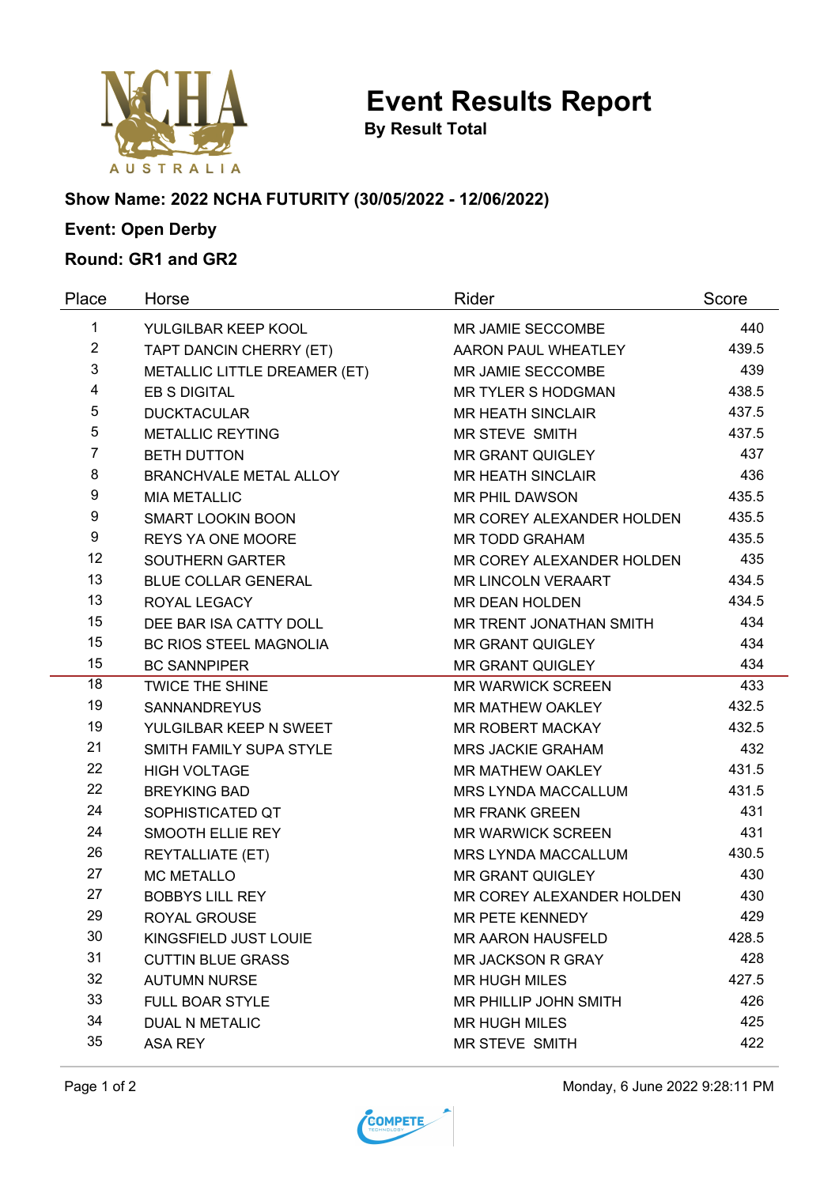# Event Results Report

**By Result Total**

**Show Name: 2022 NCHA FUTURITY (30/05/2022 - 12/06/2022)**

**Event: Open Derby**

**Round: GR1 and GR2**

| Place | Horse | Rider | Score |
|---|---|---|---|
| 1 | YULGILBAR KEEP KOOL | MR JAMIE SECCOMBE | 440 |
| 2 | TAPT DANCIN CHERRY (ET) | AARON PAUL WHEATLEY | 439.5 |
| 3 | METALLIC LITTLE DREAMER (ET) | MR JAMIE SECCOMBE | 439 |
| 4 | EB S DIGITAL | MR TYLER S HODGMAN | 438.5 |
| 5 | DUCKTACULAR | MR HEATH SINCLAIR | 437.5 |
| 5 | METALLIC REYTING | MR STEVE SMITH | 437.5 |
| 7 | BETH DUTTON | MR GRANT QUIGLEY | 437 |
| 8 | BRANCHVALE METAL ALLOY | MR HEATH SINCLAIR | 436 |
| 9 | MIA METALLIC | MR PHIL DAWSON | 435.5 |
| 9 | SMART LOOKIN BOON | MR COREY ALEXANDER HOLDEN | 435.5 |
| 9 | REYS YA ONE MOORE | MR TODD GRAHAM | 435.5 |
| 12 | SOUTHERN GARTER | MR COREY ALEXANDER HOLDEN | 435 |
| 13 | BLUE COLLAR GENERAL | MR LINCOLN VERAART | 434.5 |
| 13 | ROYAL LEGACY | MR DEAN HOLDEN | 434.5 |
| 15 | DEE BAR ISA CATTY DOLL | MR TRENT JONATHAN SMITH | 434 |
| 15 | BC RIOS STEEL MAGNOLIA | MR GRANT QUIGLEY | 434 |
| 15 | BC SANNPIPER | MR GRANT QUIGLEY | 434 |
| 18 | TWICE THE SHINE | MR WARWICK SCREEN | 433 |
| 19 | SANNANDREYUS | MR MATHEW OAKLEY | 432.5 |
| 19 | YULGILBAR KEEP N SWEET | MR ROBERT MACKAY | 432.5 |
| 21 | SMITH FAMILY SUPA STYLE | MRS JACKIE GRAHAM | 432 |
| 22 | HIGH VOLTAGE | MR MATHEW OAKLEY | 431.5 |
| 22 | BREYKING BAD | MRS LYNDA MACCALLUM | 431.5 |
| 24 | SOPHISTICATED QT | MR FRANK GREEN | 431 |
| 24 | SMOOTH ELLIE REY | MR WARWICK SCREEN | 431 |
| 26 | REYTALLIATE (ET) | MRS LYNDA MACCALLUM | 430.5 |
| 27 | MC METALLO | MR GRANT QUIGLEY | 430 |
| 27 | BOBBYS LILL REY | MR COREY ALEXANDER HOLDEN | 430 |
| 29 | ROYAL GROUSE | MR PETE KENNEDY | 429 |
| 30 | KINGSFIELD JUST LOUIE | MR AARON HAUSFELD | 428.5 |
| 31 | CUTTIN BLUE GRASS | MR JACKSON R GRAY | 428 |
| 32 | AUTUMN NURSE | MR HUGH MILES | 427.5 |
| 33 | FULL BOAR STYLE | MR PHILLIP JOHN SMITH | 426 |
| 34 | DUAL N METALIC | MR HUGH MILES | 425 |
| 35 | ASA REY | MR STEVE SMITH | 422 |

Monday, 6 June 2022 9:28:11 PM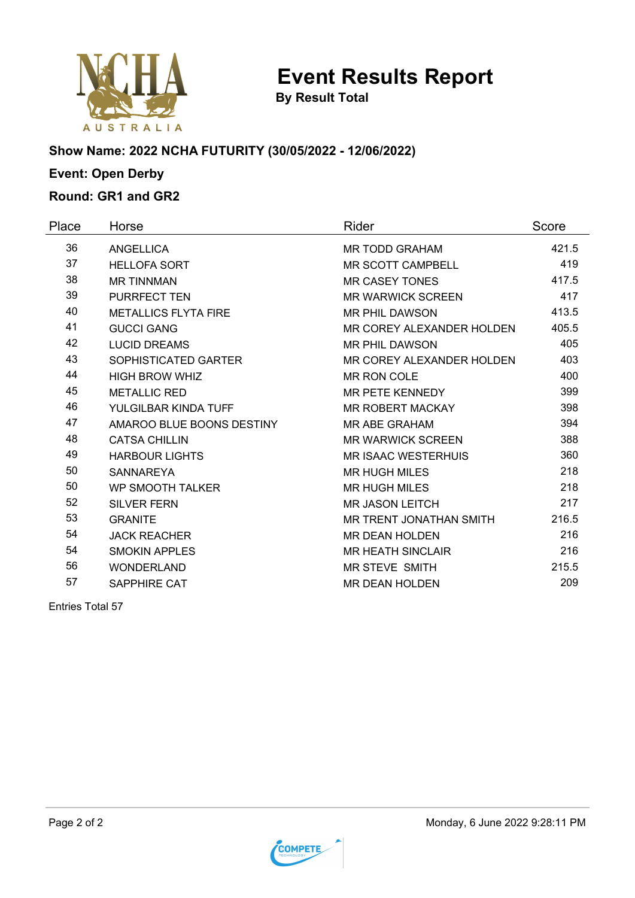# Event Results Report

**By Result Total**

**Show Name: 2022 NCHA FUTURITY (30/05/2022 - 12/06/2022)**

**Event: Open Derby**

**Round: GR1 and GR2**

| Place | Horse | Rider | Score |
|---|---|---|---|
| 36 | ANGELLICA | MR TODD GRAHAM | 421.5 |
| 37 | HELLOFA SORT | MR SCOTT CAMPBELL | 419 |
| 38 | MR TINNMAN | MR CASEY TONES | 417.5 |
| 39 | PURRFECT TEN | MR WARWICK SCREEN | 417 |
| 40 | METALLICS FLYTA FIRE | MR PHIL DAWSON | 413.5 |
| 41 | GUCCI GANG | MR COREY ALEXANDER HOLDEN | 405.5 |
| 42 | LUCID DREAMS | MR PHIL DAWSON | 405 |
| 43 | SOPHISTICATED GARTER | MR COREY ALEXANDER HOLDEN | 403 |
| 44 | HIGH BROW WHIZ | MR RON COLE | 400 |
| 45 | METALLIC RED | MR PETE KENNEDY | 399 |
| 46 | YULGILBAR KINDA TUFF | MR ROBERT MACKAY | 398 |
| 47 | AMAROO BLUE BOONS DESTINY | MR ABE GRAHAM | 394 |
| 48 | CATSA CHILLIN | MR WARWICK SCREEN | 388 |
| 49 | HARBOUR LIGHTS | MR ISAAC WESTERHUIS | 360 |
| 50 | SANNAREYA | MR HUGH MILES | 218 |
| 50 | WP SMOOTH TALKER | MR HUGH MILES | 218 |
| 52 | SILVER FERN | MR JASON LEITCH | 217 |
| 53 | GRANITE | MR TRENT JONATHAN SMITH | 216.5 |
| 54 | JACK REACHER | MR DEAN HOLDEN | 216 |
| 54 | SMOKIN APPLES | MR HEATH SINCLAIR | 216 |
| 56 | WONDERLAND | MR STEVE SMITH | 215.5 |
| 57 | SAPPHIRE CAT | MR DEAN HOLDEN | 209 |

Entries Total 57

Monday, 6 June 2022 9:28:11 PM